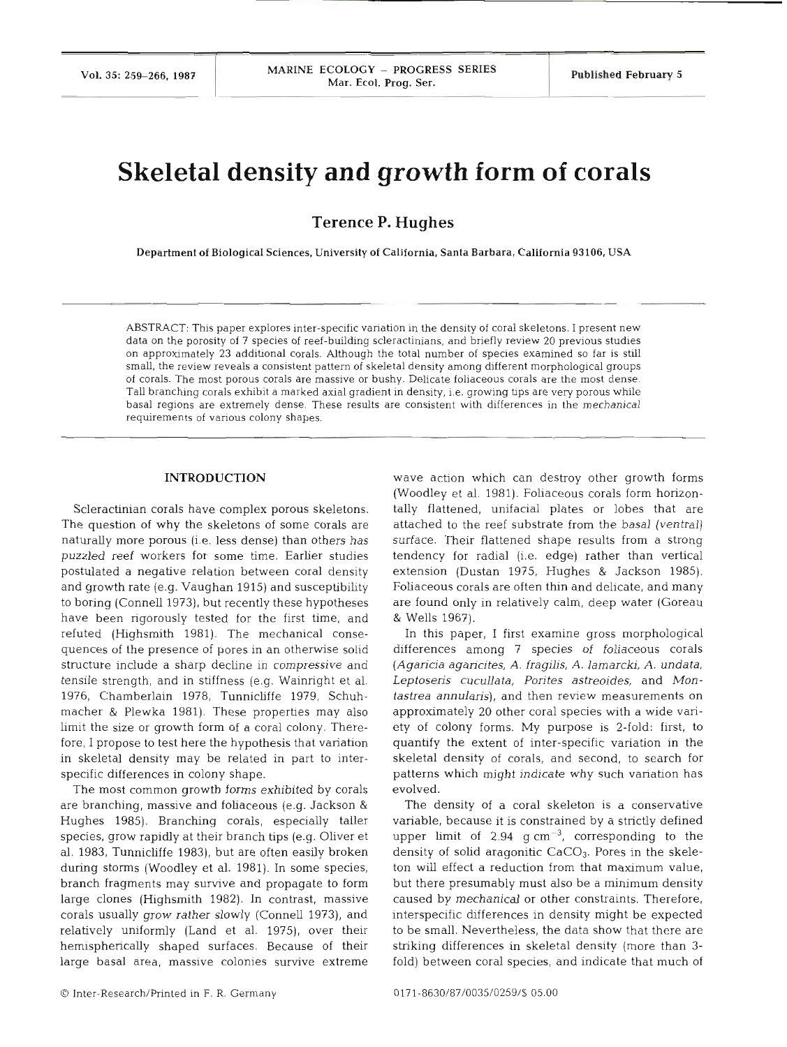# Skeletal density and growth form of corals

**Terence P. Hughes**

Department of Biological Sciences, University of California, Santa Barbara, California 93106, USA

ABSTRACT: This paper explores inter-specific variation in the density of coral skeletons. I present new data on the porosity of 7 species of reef-building scleractinians, and briefly review 20 previous studies on approximately 23 additional corals. Although the total number of species examined so far is still small, the review reveals a consistent pattern of skeletal density among different morphological groups of corals. The most porous corals are massive or bushy. Delicate foliaceous corals are the most dense. Tall branching corals exhibit a marked axial gradient in density, i.e. growing tips are very porous while basal regions are extremely dense. These results are consistent with differences in the mechanical requirements of various colony shapes.

## INTRODUCTION

Scleractinian corals have complex porous skeletons. The question of why the skeletons of some corals are naturally more porous (i.e. less dense) than others has puzzled reef workers for some time. Earlier studies postulated a negative relation between coral density and growth rate (e.g. Vaughan 1915) and susceptibility to boring (Connell 1973), but recently these hypotheses have been rigorously tested for the first time, and refuted (Highsmith 1981). The mechanical consequences of the presence of pores in an otherwise solid structure include a sharp decline in compressive and tensile strength, and in stiffness (e.g. Wainright et al. 1976, Chamberlain 1978, Tunnicliffe 1979, Schuhmacher & Plewka 1981). These properties may also limit the size or growth form of a coral colony. Therefore, I propose to test here the hypothesis that variation in skeletal density may be related in part to inter-specific differences in colony shape.

The most common growth forms exhibited by corals are branching, massive and foliaceous (e.g. Jackson & Hughes 1985). Branching corals, especially taller species, grow rapidly at their branch tips (e.g. Oliver et al. 1983, Tunnicliffe 1983), but are often easily broken during storms (Woodley et al. 1981). In some species, branch fragments may survive and propagate to form large clones (Highsmith 1982). In contrast, massive corals usually grow rather slowly (Connell 1973), and relatively uniformly (Land et al. 1975), over their hemispherically shaped surfaces. Because of their large basal area, massive colonies survive extreme wave action which can destroy other growth forms (Woodley et al. 1981). Foliaceous corals form horizontally flattened, unifacial plates or lobes that are attached to the reef substrate from the basal (ventral) surface. Their flattened shape results from a strong tendency for radial (i.e. edge) rather than vertical extension (Dustan 1975, Hughes & Jackson 1985). Foliaceous corals are often thin and delicate, and many are found only in relatively calm, deep water (Goreau & Wells 1967).

In this paper, I first examine gross morphological differences among 7 species of foliaceous corals (*Agaricia agaricites*, *A. fragilis*, *A. lamarcki*, *A. undata*, *Leptoseris cucullata*, *Porites astreoides*, and *Montastrea annularis*), and then review measurements on approximately 20 other coral species with a wide variety of colony forms. My purpose is 2-fold: first, to quantify the extent of inter-specific variation in the skeletal density of corals, and second, to search for patterns which might indicate why such variation has evolved.

The density of a coral skeleton is a conservative variable, because it is constrained by a strictly defined upper limit of 2.94 g $cm^{-3}$, corresponding to the density of solid aragonitic $CaCO_3$. Pores in the skeleton will effect a reduction from that maximum value, but there presumably must also be a minimum density caused by mechanical or other constraints. Therefore, interspecific differences in density might be expected to be small. Nevertheless, the data show that there are striking differences in skeletal density (more than 3-fold) between coral species, and indicate that much of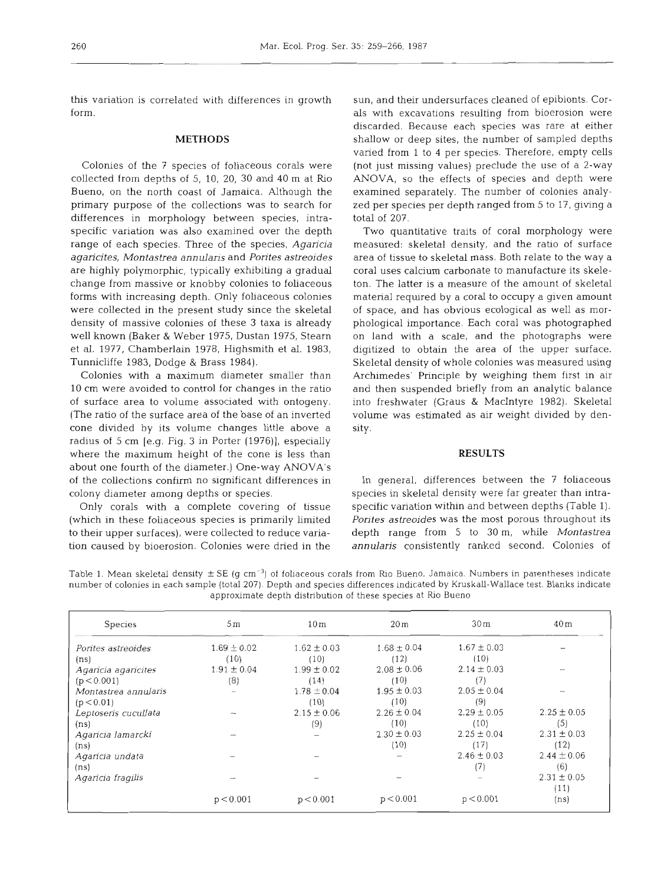this variation is correlated with differences in growth form.

## METHODS

Colonies of the 7 species of foliaceous corals were collected from depths of 5, 10, 20, 30 and 40 m at Rio Bueno, on the north coast of Jamaica. Although the primary purpose of the collections was to search for differences in morphology between species, intraspecific variation was also examined over the depth range of each species. Three of the species, *Agaricia agaricites*, *Montastrea annularis* and *Porites astreoides* are highly polymorphic, typically exhibiting a gradual change from massive or knobby colonies to foliaceous forms with increasing depth. Only foliaceous colonies were collected in the present study since the skeletal density of massive colonies of these 3 taxa is already well known (Baker & Weber 1975, Dustan 1975, Stearn et al. 1977, Chamberlain 1978, Highsmith et al. 1983, Tunnicliffe 1983, Dodge & Brass 1984).

Colonies with a maximum diameter smaller than 10 cm were avoided to control for changes in the ratio of surface area to volume associated with ontogeny. (The ratio of the surface area of the base of an inverted cone divided by its volume changes little above a radius of 5 cm [e.g. Fig. 3 in Porter (1976)], especially where the maximum height of the cone is less than about one fourth of the diameter.) One-way ANOVA's of the collections confirm no significant differences in colony diameter among depths or species.

Only corals with a complete covering of tissue (which in these foliaceous species is primarily limited to their upper surfaces), were collected to reduce variation caused by bioerosion. Colonies were dried in the sun, and their undersurfaces cleaned of epibionts. Corals with excavations resulting from bioerosion were discarded. Because each species was rare at either shallow or deep sites, the number of sampled depths varied from 1 to 4 per species. Therefore, empty cells (not just missing values) preclude the use of a 2-way ANOVA, so the effects of species and depth were examined separately. The number of colonies analyzed per species per depth ranged from 5 to 17, giving a total of 207.

Two quantitative traits of coral morphology were measured: skeletal density, and the ratio of surface area of tissue to skeletal mass. Both relate to the way a coral uses calcium carbonate to manufacture its skeleton. The latter is a measure of the amount of skeletal material required by a coral to occupy a given amount of space, and has obvious ecological as well as morphological importance. Each coral was photographed on land with a scale, and the photographs were digitized to obtain the area of the upper surface. Skeletal density of whole colonies was measured using Archimedes' Principle by weighing them first in air and then suspended briefly from an analytic balance into freshwater (Graus & MacIntyre 1982). Skeletal volume was estimated as air weight divided by density.

## RESULTS

In general, differences between the 7 foliaceous species in skeletal density were far greater than intraspecific variation within and between depths (Table 1). *Porites astreoides* was the most porous throughout its depth range from 5 to 30 m, while *Montastrea annularis* consistently ranked second. Colonies of

Table 1. Mean skeletal density ± SE (g cm$^{-3}$) of foliaceous corals from Rio Bueno, Jamaica. Numbers in parentheses indicate number of colonies in each sample (total 207). Depth and species differences indicated by Kruskall-Wallace test. Blanks indicate approximate depth distribution of these species at Rio Bueno

| Species | 5 m | 10 m | 20 m | 30 m | 40 m |
|---|---|---|---|---|---|
| *Porites astreoides* | 1.69 ± 0.02 | 1.62 ± 0.03 | 1.68 ± 0.04 | 1.67 ± 0.03 | – |
| (ns) | (10) | (10) | (12) | (10) | |
| *Agaricia agaricites* | 1.91 ± 0.04 | 1.99 ± 0.02 | 2.08 ± 0.06 | 2.14 ± 0.03 | – |
| ($p < 0.001$) | (8) | (14) | (10) | (7) | |
| *Montastrea annularis* | – | 1.78 ± 0.04 | 1.95 ± 0.03 | 2.05 ± 0.04 | – |
| ($p < 0.01$) | | (10) | (10) | (9) | |
| *Leptoseris cucullata* | – | 2.15 ± 0.06 | 2.26 ± 0.04 | 2.29 ± 0.05 | 2.25 ± 0.05 |
| (ns) | | (9) | (10) | (10) | (5) |
| *Agaricia lamarcki* | – | – | 2.30 ± 0.03 | 2.25 ± 0.04 | 2.31 ± 0.03 |
| (ns) | | | (10) | (17) | (12) |
| *Agaricia undata* | – | – | – | 2.46 ± 0.03 | 2.44 ± 0.06 |
| (ns) | | | | (7) | (6) |
| *Agaricia fragilis* | – | – | – | – | 2.31 ± 0.05 |
| | | | | | (11) |
| | $p < 0.001$ | $p < 0.001$ | $p < 0.001$ | $p < 0.001$ | (ns) |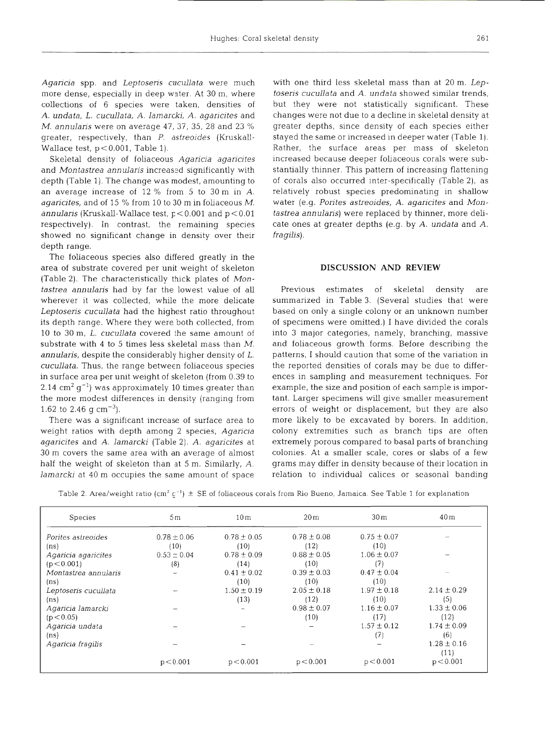*Agaricia* spp. and *Leptoseris cucullata* were much more dense, especially in deep water. At 30 m, where collections of 6 species were taken, densities of *A. undata*, *L. cucullata*, *A. lamarcki*, *A. agaricites* and *M. annularis* were on average 47, 37, 35, 28 and 23 % greater, respectively, than *P. astreoides* (Kruskall-Wallace test, $p < 0.001$, Table 1).

Skeletal density of foliaceous *Agaricia agaricites* and *Montastrea annularis* increased significantly with depth (Table 1). The change was modest, amounting to an average increase of 12 % from 5 to 30 m in *A. agaricites*, and of 15 % from 10 to 30 m in foliaceous *M. annularis* (Kruskall-Wallace test, $p < 0.001$ and $p < 0.01$ respectively). In contrast, the remaining species showed no significant change in density over their depth range.

The foliaceous species also differed greatly in the area of substrate covered per unit weight of skeleton (Table 2). The characteristically thick plates of *Montastrea annularis* had by far the lowest value of all wherever it was collected, while the more delicate *Leptoseris cucullata* had the highest ratio throughout its depth range. Where they were both collected, from 10 to 30 m, *L. cucullata* covered the same amount of substrate with 4 to 5 times less skeletal mass than *M. annularis*, despite the considerably higher density of *L. cucullata*. Thus, the range between foliaceous species in surface area per unit weight of skeleton (from 0.39 to 2.14 $cm^2\ g^{-1}$) was approximately 10 times greater than the more modest differences in density (ranging from 1.62 to 2.46 $g\ cm^{-3}$).

There was a significant increase of surface area to weight ratios with depth among 2 species, *Agaricia agaricites* and *A. lamarcki* (Table 2). *A. agaricites* at 30 m covers the same area with an average of almost half the weight of skeleton than at 5 m. Similarly, *A. lamarcki* at 40 m occupies the same amount of space with one third less skeletal mass than at 20 m. *Leptoseris cucullata* and *A. undata* showed similar trends, but they were not statistically significant. These changes were not due to a decline in skeletal density at greater depths, since density of each species either stayed the same or increased in deeper water (Table 1). Rather, the surface areas per mass of skeleton increased because deeper foliaceous corals were substantially thinner. This pattern of increasing flattening of corals also occurred inter-specifically (Table 2), as relatively robust species predominating in shallow water (e.g. *Porites astreoides*, *A. agaricites* and *Montastrea annularis*) were replaced by thinner, more delicate ones at greater depths (e.g. by *A. undata* and *A. fragilis*).

## DISCUSSION AND REVIEW

Previous estimates of skeletal density are summarized in Table 3. (Several studies that were based on only a single colony or an unknown number of specimens were omitted.) I have divided the corals into 3 major categories, namely, branching, massive and foliaceous growth forms. Before describing the patterns, I should caution that some of the variation in the reported densities of corals may be due to differences in sampling and measurement techniques. For example, the size and position of each sample is important. Larger specimens will give smaller measurement errors of weight or displacement, but they are also more likely to be excavated by borers. In addition, colony extremities such as branch tips are often extremely porous compared to basal parts of branching colonies. At a smaller scale, cores or slabs of a few grams may differ in density because of their location in relation to individual calices or seasonal banding

Table 2. Area/weight ratio ($cm^2\ g^{-1}$) ± SE of foliaceous corals from Rio Bueno, Jamaica. See Table 1 for explanation

| Species | 5 m | 10 m | 20 m | 30 m | 40 m |
|---|---|---|---|---|---|
| *Porites astreoides* | 0.78 ± 0.06 | 0.78 ± 0.05 | 0.78 ± 0.08 | 0.75 ± 0.07 | – |
| (ns) | (10) | (10) | (12) | (10) | |
| *Agaricia agaricites* | 0.53 ± 0.04 | 0.78 ± 0.09 | 0.88 ± 0.05 | 1.06 ± 0.07 | – |
| ($p < 0.001$) | (8) | (14) | (10) | (7) | |
| *Montastrea annularis* | – | 0.41 ± 0.02 | 0.39 ± 0.03 | 0.47 ± 0.04 | – |
| (ns) | | (10) | (10) | (10) | |
| *Leptoseris cucullata* | – | 1.50 ± 0.19 | 2.05 ± 0.18 | 1.97 ± 0.18 | 2.14 ± 0.29 |
| (ns) | | (13) | (12) | (10) | (5) |
| *Agaricia lamarcki* | – | – | 0.98 ± 0.07 | 1.16 ± 0.07 | 1.33 ± 0.06 |
| ($p < 0.05$) | | | (10) | (17) | (12) |
| *Agaricia undata* | – | – | – | 1.57 ± 0.12 | 1.74 ± 0.09 |
| (ns) | | | | (7) | (6) |
| *Agaricia fragilis* | – | – | – | – | 1.28 ± 0.16 |
| | | | | | (11) |
| | $p < 0.001$ | $p < 0.001$ | $p < 0.001$ | $p < 0.001$ | $p < 0.001$ |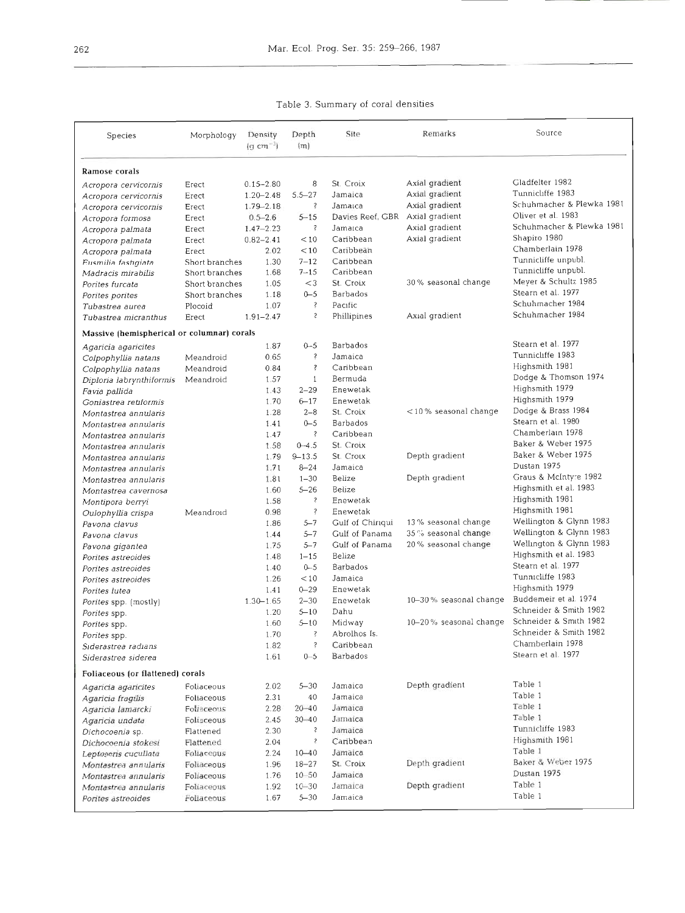Table 3. Summary of coral densities

| Species | Morphology | Density ($g\ cm^{-3}$) | Depth (m) | Site | Remarks | Source |
|---|---|---|---|---|---|---|
| **Ramose corals** | | | | | | |
| *Acropora cervicornis* | Erect | 0.15–2.80 | 8 | St. Croix | Axial gradient | Gladfelter 1982 |
| *Acropora cervicornis* | Erect | 1.20–2.48 | 5.5–27 | Jamaica | Axial gradient | Tunnicliffe 1983 |
| *Acropora cervicornis* | Erect | 1.79–2.18 | ? | Jamaica | Axial gradient | Schuhmacher & Plewka 1981 |
| *Acropora formosa* | Erect | 0.5–2.6 | 5–15 | Davies Reef, GBR | Axial gradient | Oliver et al. 1983 |
| *Acropora palmata* | Erect | 1.47–2.23 | ? | Jamaica | Axial gradient | Schuhmacher & Plewka 1981 |
| *Acropora palmata* | Erect | 0.82–2.41 | <10 | Caribbean | Axial gradient | Shapiro 1980 |
| *Acropora palmata* | Erect | 2.02 | <10 | Caribbean | | Chamberlain 1978 |
| *Eusmilia fastigiata* | Short branches | 1.30 | 7–12 | Caribbean | | Tunnicliffe unpubl. |
| *Madracis mirabilis* | Short branches | 1.68 | 7–15 | Caribbean | | Tunnicliffe unpubl. |
| *Porites furcata* | Short branches | 1.05 | <3 | St. Croix | 30 % seasonal change | Meyer & Schultz 1985 |
| *Porites porites* | Short branches | 1.18 | 0–5 | Barbados | | Stearn et al. 1977 |
| *Tubastrea aurea* | Plocoid | 1.07 | ? | Pacific | | Schuhmacher 1984 |
| *Tubastrea micranthus* | Erect | 1.91–2.47 | ? | Phillipines | Axial gradient | Schuhmacher 1984 |
| **Massive (hemispherical or columnar) corals** | | | | | | |
| *Agaricia agaricites* | | 1.87 | 0–5 | Barbados | | Stearn et al. 1977 |
| *Colpophyllia natans* | Meandroid | 0.65 | ? | Jamaica | | Tunnicliffe 1983 |
| *Colpophyllia natans* | Meandroid | 0.84 | ? | Caribbean | | Highsmith 1981 |
| *Diploria labrynthiformis* | Meandroid | 1.57 | 1 | Bermuda | | Dodge & Thomson 1974 |
| *Favia pallida* | | 1.43 | 2–29 | Enewetak | | Highsmith 1979 |
| *Goniastrea retiformis* | | 1.70 | 6–17 | Enewetak | | Highsmith 1979 |
| *Montastrea annularis* | | 1.28 | 2–8 | St. Croix | <10 % seasonal change | Dodge & Brass 1984 |
| *Montastrea annularis* | | 1.41 | 0–5 | Barbados | | Stearn et al. 1980 |
| *Montastrea annularis* | | 1.47 | ? | Caribbean | | Chamberlain 1978 |
| *Montastrea annularis* | | 1.58 | 0–4.5 | St. Croix | | Baker & Weber 1975 |
| *Montastrea annularis* | | 1.79 | 9–13.5 | St. Croix | Depth gradient | Baker & Weber 1975 |
| *Montastrea annularis* | | 1.71 | 8–24 | Jamaica | | Dustan 1975 |
| *Montastrea annularis* | | 1.81 | 1–30 | Belize | Depth gradient | Graus & McIntyre 1982 |
| *Montastrea cavernosa* | | 1.60 | 5–26 | Belize | | Highsmith et al. 1983 |
| *Montipora berryi* | | 1.58 | ? | Enewetak | | Highsmith 1981 |
| *Oulophyllia crispa* | Meandroid | 0.98 | ? | Enewetak | | Highsmith 1981 |
| *Pavona clavus* | | 1.86 | 5–7 | Gulf of Chiriqui | 13 % seasonal change | Wellington & Glynn 1983 |
| *Pavona clavus* | | 1.44 | 5–7 | Gulf of Panama | 35 % seasonal change | Wellington & Glynn 1983 |
| *Pavona gigantea* | | 1.75 | 5–7 | Gulf of Panama | 20 % seasonal change | Wellington & Glynn 1983 |
| *Porites astreoides* | | 1.48 | 1–15 | Belize | | Highsmith et al. 1983 |
| *Porites astreoides* | | 1.40 | 0–5 | Barbados | | Stearn et al. 1977 |
| *Porites astreoides* | | 1.26 | <10 | Jamaica | | Tunnicliffe 1983 |
| *Porites lutea* | | 1.41 | 0–29 | Enewetak | | Highsmith 1979 |
| *Porites* spp. (mostly) | | 1.30–1.65 | 2–30 | Enewetak | 10–30 % seasonal change | Buddemeir et al. 1974 |
| *Porites* spp. | | 1.20 | 5–10 | Oahu | | Schneider & Smith 1982 |
| *Porites* spp. | | 1.60 | 5–10 | Midway | 10–20 % seasonal change | Schneider & Smith 1982 |
| *Porites* spp. | | 1.70 | ? | Abrolhos Is. | | Schneider & Smith 1982 |
| *Siderastrea radians* | | 1.82 | ? | Caribbean | | Chamberlain 1978 |
| *Siderastrea siderea* | | 1.61 | 0–5 | Barbados | | Stearn et al. 1977 |
| **Foliaceous (or flattened) corals** | | | | | | |
| *Agaricia agaricites* | Foliaceous | 2.02 | 5–30 | Jamaica | Depth gradient | Table 1 |
| *Agaricia fragilis* | Foliaceous | 2.31 | 40 | Jamaica | | Table 1 |
| *Agaricia lamarcki* | Foliaceous | 2.28 | 20–40 | Jamaica | | Table 1 |
| *Agaricia undata* | Foliaceous | 2.45 | 30–40 | Jamaica | | Table 1 |
| *Dichocoenia* sp. | Flattened | 2.30 | ? | Jamaica | | Tunnicliffe 1983 |
| *Dichocoenia stokesi* | Flattened | 2.04 | ? | Caribbean | | Highsmith 1981 |
| *Leptoseris cucullata* | Foliaceous | 2.24 | 10–40 | Jamaica | | Table 1 |
| *Montastrea annularis* | Foliaceous | 1.96 | 18–27 | St. Croix | Depth gradient | Baker & Weber 1975 |
| *Montastrea annularis* | Foliaceous | 1.76 | 10–50 | Jamaica | | Dustan 1975 |
| *Montastrea annularis* | Foliaceous | 1.92 | 10–30 | Jamaica | Depth gradient | Table 1 |
| *Porites astreoides* | Foliaceous | 1.67 | 5–30 | Jamaica | | Table 1 |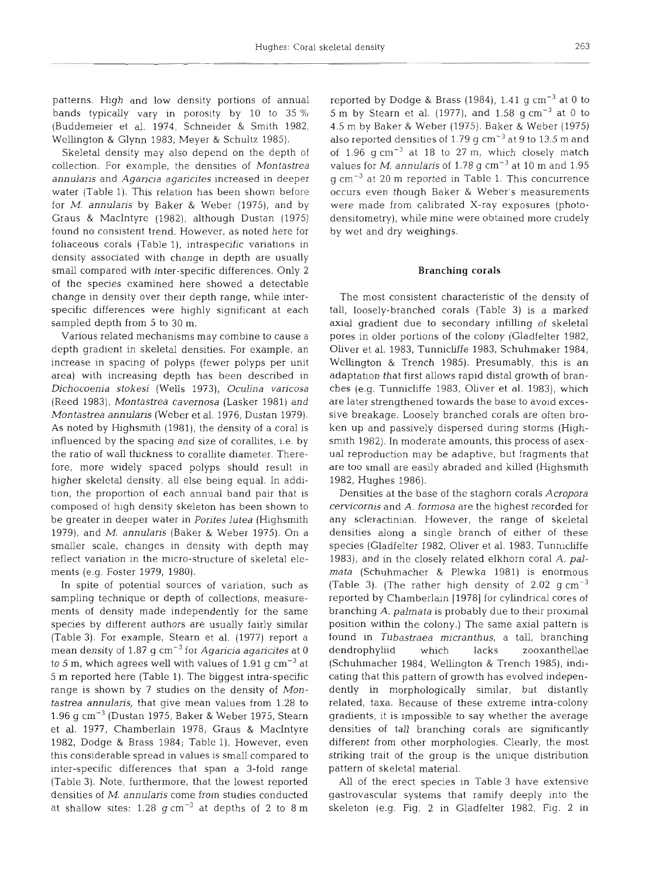patterns. High and low density portions of annual bands typically vary in porosity by 10 to 35 % (Buddemeier et al. 1974, Schneider & Smith 1982, Wellington & Glynn 1983, Meyer & Schultz 1985).

Skeletal density may also depend on the depth of collection. For example, the densities of *Montastrea annularis* and *Agaricia agaricites* increased in deeper water (Table 1). This relation has been shown before for *M. annularis* by Baker & Weber (1975), and by Graus & MacIntyre (1982), although Dustan (1975) found no consistent trend. However, as noted here for foliaceous corals (Table 1), intraspecific variations in density associated with change in depth are usually small compared with inter-specific differences. Only 2 of the species examined here showed a detectable change in density over their depth range, while inter-specific differences were highly significant at each sampled depth from 5 to 30 m.

Various related mechanisms may combine to cause a depth gradient in skeletal densities. For example, an increase in spacing of polyps (fewer polyps per unit area) with increasing depth has been described in *Dichocoenia stokesi* (Wells 1973), *Oculina varicosa* (Reed 1983), *Montastrea cavernosa* (Lasker 1981) and *Montastrea annularis* (Weber et al. 1976, Dustan 1979). As noted by Highsmith (1981), the density of a coral is influenced by the spacing and size of corallites, i.e. by the ratio of wall thickness to corallite diameter. Therefore, more widely spaced polyps should result in higher skeletal density, all else being equal. In addition, the proportion of each annual band pair that is composed of high density skeleton has been shown to be greater in deeper water in *Porites lutea* (Highsmith 1979), and *M. annularis* (Baker & Weber 1975). On a smaller scale, changes in density with depth may reflect variation in the micro-structure of skeletal elements (e.g. Foster 1979, 1980).

In spite of potential sources of variation, such as sampling technique or depth of collections, measurements of density made independently for the same species by different authors are usually fairly similar (Table 3). For example, Stearn et al. (1977) report a mean density of 1.87 g cm$^{-3}$ for *Agaricia agaricites* at 0 to 5 m, which agrees well with values of 1.91 g cm$^{-3}$ at 5 m reported here (Table 1). The biggest intra-specific range is shown by 7 studies on the density of *Montastrea annularis*, that give mean values from 1.28 to 1.96 g cm$^{-3}$ (Dustan 1975, Baker & Weber 1975, Stearn et al. 1977, Chamberlain 1978, Graus & MacIntyre 1982, Dodge & Brass 1984; Table 1). However, even this considerable spread in values is small compared to inter-specific differences that span a 3-fold range (Table 3). Note, furthermore, that the lowest reported densities of *M. annularis* come from studies conducted at shallow sites: 1.28 g cm$^{-3}$ at depths of 2 to 8 m reported by Dodge & Brass (1984), 1.41 g cm$^{-3}$ at 0 to 5 m by Stearn et al. (1977), and 1.58 g cm$^{-3}$ at 0 to 4.5 m by Baker & Weber (1975). Baker & Weber (1975) also reported densities of 1.79 g cm$^{-3}$ at 9 to 13.5 m and of 1.96 g cm$^{-3}$ at 18 to 27 m, which closely match values for *M. annularis* of 1.78 g cm$^{-3}$ at 10 m and 1.95 g cm$^{-3}$ at 20 m reported in Table 1. This concurrence occurs even though Baker & Weber's measurements were made from calibrated X-ray exposures (photodensitometry), while mine were obtained more crudely by wet and dry weighings.

## Branching corals

The most consistent characteristic of the density of tall, loosely-branched corals (Table 3) is a marked axial gradient due to secondary infilling of skeletal pores in older portions of the colony (Gladfelter 1982, Oliver et al. 1983, Tunnicliffe 1983, Schuhmaker 1984, Wellington & Trench 1985). Presumably, this is an adaptation that first allows rapid distal growth of branches (e.g. Tunnicliffe 1983, Oliver et al. 1983), which are later strengthened towards the base to avoid excessive breakage. Loosely branched corals are often broken up and passively dispersed during storms (Highsmith 1982). In moderate amounts, this process of asexual reproduction may be adaptive, but fragments that are too small are easily abraded and killed (Highsmith 1982, Hughes 1986).

Densities at the base of the staghorn corals *Acropora cervicornis* and *A. formosa* are the highest recorded for any scleractinian. However, the range of skeletal densities along a single branch of either of these species (Gladfelter 1982, Oliver et al. 1983, Tunnicliffe 1983), and in the closely related elkhorn coral *A. palmata* (Schuhmacher & Plewka 1981) is enormous (Table 3). (The rather high density of 2.02 g cm$^{-3}$ reported by Chamberlain [1978] for cylindrical cores of branching *A. palmata* is probably due to their proximal position within the colony.) The same axial pattern is found in *Tubastraea micranthus*, a tall, branching dendrophyliid which lacks zooxanthellae (Schuhmacher 1984, Wellington & Trench 1985), indicating that this pattern of growth has evolved independently in morphologically similar, but distantly related, taxa. Because of these extreme intra-colony gradients, it is impossible to say whether the average densities of tall branching corals are significantly different from other morphologies. Clearly, the most striking trait of the group is the unique distribution pattern of skeletal material.

All of the erect species in Table 3 have extensive gastrovascular systems that ramify deeply into the skeleton (e.g. Fig. 2 in Gladfelter 1982, Fig. 2 in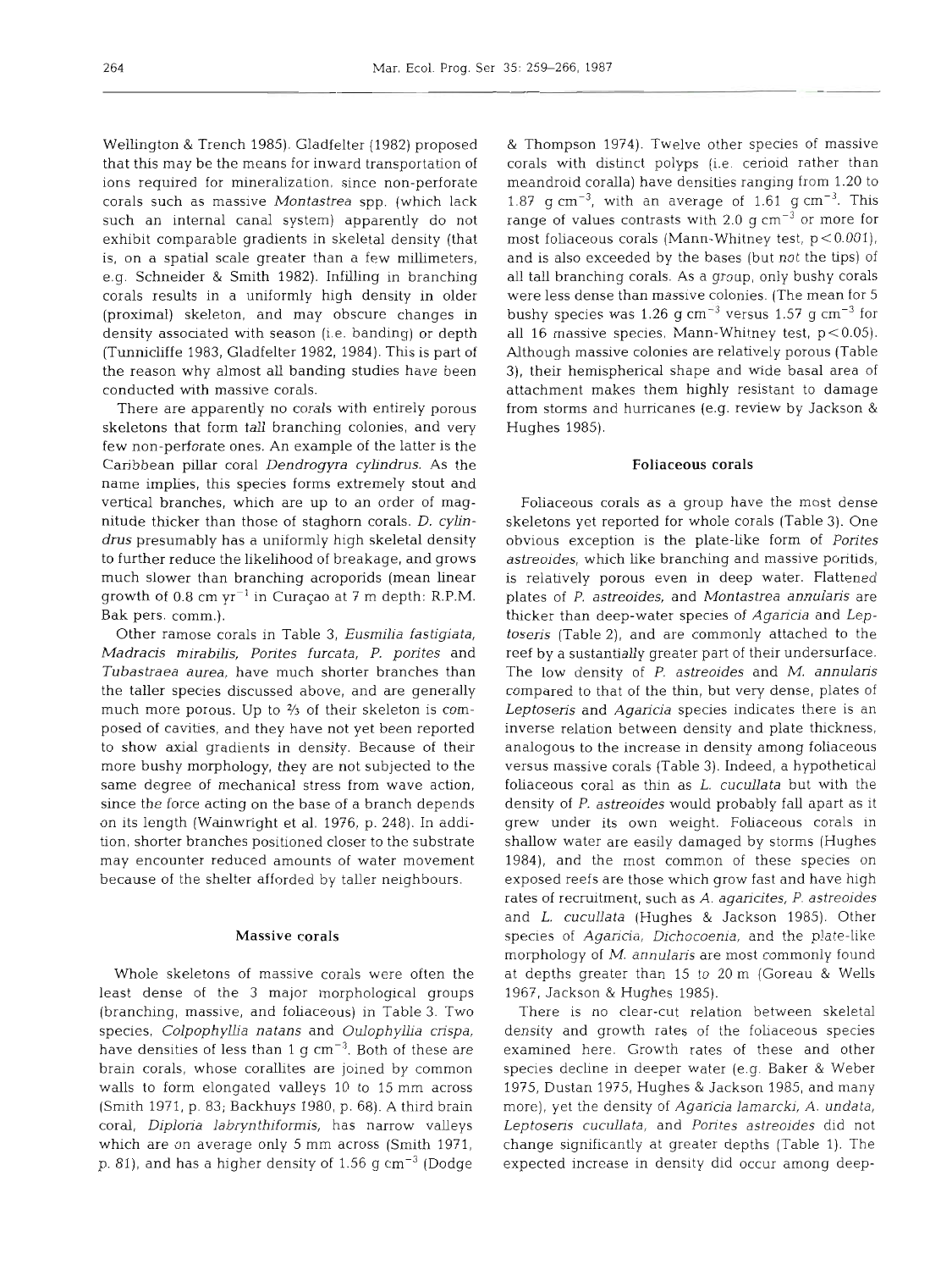Wellington & Trench 1985). Gladfelter (1982) proposed that this may be the means for inward transportation of ions required for mineralization, since non-perforate corals such as massive *Montastrea* spp. (which lack such an internal canal system) apparently do not exhibit comparable gradients in skeletal density (that is, on a spatial scale greater than a few millimeters, e.g. Schneider & Smith 1982). Infilling in branching corals results in a uniformly high density in older (proximal) skeleton, and may obscure changes in density associated with season (i.e. banding) or depth (Tunnicliffe 1983, Gladfelter 1982, 1984). This is part of the reason why almost all banding studies have been conducted with massive corals.

There are apparently no corals with entirely porous skeletons that form *tall* branching colonies, and very few non-perforate ones. An example of the latter is the Caribbean pillar coral *Dendrogyra cylindrus*. As the name implies, this species forms extremely stout and vertical branches, which are up to an order of magnitude thicker than those of staghorn corals. *D. cylindrus* presumably has a uniformly high skeletal density to further reduce the likelihood of breakage, and grows much slower than branching acroporids (mean linear growth of 0.8 cm $yr^{-1}$ in Curaçao at 7 m depth: R.P.M. Bak pers. comm.).

Other ramose corals in Table 3, *Eusmilia fastigiata, Madracis mirabilis, Porites furcata, P. porites* and *Tubastraea aurea*, have much shorter branches than the taller species discussed above, and are generally much more porous. Up to ⅔ of their skeleton is composed of cavities, and they have not yet been reported to show axial gradients in density. Because of their more bushy morphology, they are not subjected to the same degree of mechanical stress from wave action, since the force acting on the base of a branch depends on its length (Wainwright et al. 1976, p. 248). In addition, shorter branches positioned closer to the substrate may encounter reduced amounts of water movement because of the shelter afforded by taller neighbours.

### Massive corals

Whole skeletons of massive corals were often the least dense of the 3 major morphological groups (branching, massive, and foliaceous) in Table 3. Two species, *Colpophyllia natans* and *Oulophyllia crispa*, have densities of less than 1 g $cm^{-3}$. Both of these are brain corals, whose corallites are joined by common walls to form elongated valleys 10 to 15 mm across (Smith 1971, p. 83; Backhuys 1980, p. 68). A third brain coral, *Diploria labrynthiformis*, has narrow valleys which are on average only 5 mm across (Smith 1971, p. 81), and has a higher density of 1.56 g $cm^{-3}$ (Dodge & Thompson 1974). Twelve other species of massive corals with distinct polyps (i.e. cerioid rather than meandroid coralla) have densities ranging from 1.20 to 1.87 g $cm^{-3}$, with an average of 1.61 g $cm^{-3}$. This range of values contrasts with 2.0 g $cm^{-3}$ or more for most foliaceous corals (Mann-Whitney test, $p < 0.001$), and is also exceeded by the bases (but *not* the tips) of all tall branching corals. As a *group*, only bushy corals were less dense than massive colonies. (The mean for 5 bushy species was 1.26 g $cm^{-3}$ versus 1.57 g $cm^{-3}$ for all 16 massive species, Mann-Whitney test, $p < 0.05$). Although massive colonies are relatively porous (Table 3), their hemispherical shape and wide basal area of attachment makes them highly resistant to damage from storms and hurricanes (e.g. review by Jackson & Hughes 1985).

### Foliaceous corals

Foliaceous corals as a group have the most dense skeletons yet reported for whole corals (Table 3). One obvious exception is the plate-like form of *Porites astreoides*, which like branching and massive poritids, is relatively porous even in deep water. Flattened plates of *P. astreoides*, and *Montastrea annularis* are thicker than deep-water species of *Agaricia* and *Leptoseris* (Table 2), and are commonly attached to the reef by a sustantially greater part of their undersurface. The low density of *P. astreoides* and *M. annularis* compared to that of the thin, but very dense, plates of *Leptoseris* and *Agaricia* species indicates there is an inverse relation between density and plate thickness, analogous to the increase in density among foliaceous versus massive corals (Table 3). Indeed, a hypothetical foliaceous coral as thin as *L. cucullata* but with the density of *P. astreoides* would probably fall apart as it grew under its own weight. Foliaceous corals in shallow water are easily damaged by storms (Hughes 1984), and the most common of these species on exposed reefs are those which grow fast and have high rates of recruitment, such as *A. agaricites, P. astreoides* and *L. cucullata* (Hughes & Jackson 1985). Other species of *Agaricia, Dichocoenia*, and the plate-like morphology of *M. annularis* are most commonly found at depths greater than 15 to 20 m (Goreau & Wells 1967, Jackson & Hughes 1985).

There is no clear-cut relation between skeletal density and growth rates of the foliaceous species examined here. Growth rates of these and other species decline in deeper water (e.g. Baker & Weber 1975, Dustan 1975, Hughes & Jackson 1985, and many more), yet the density of *Agaricia lamarcki, A. undata, Leptoseris cucullata*, and *Porites astreoides* did not change significantly at greater depths (Table 1). The expected increase in density did occur among deep-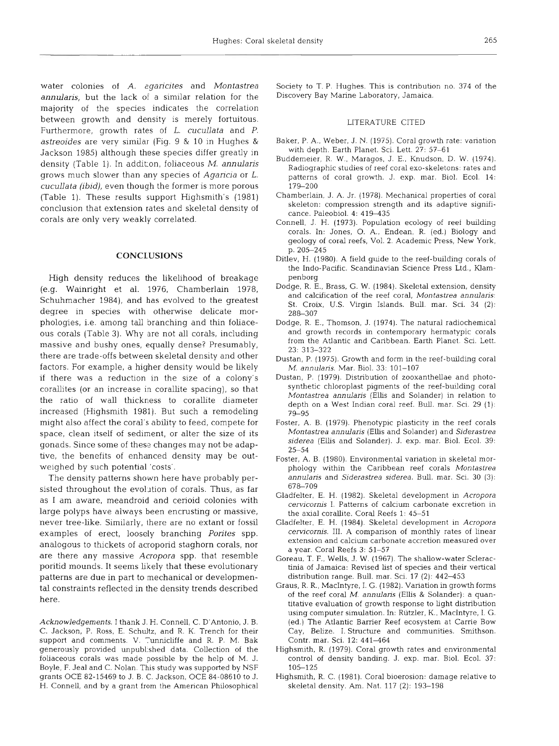water colonies of *A. agaricites* and *Montastrea annularis*, but the lack of a similar relation for the majority of the species indicates the correlation between growth and density is merely fortuitous. Furthermore, growth rates of *L. cucullata* and *P. astreoides* are very similar (Fig. 9 & 10 in Hughes & Jackson 1985) although these species differ greatly in density (Table 1). In addition, foliaceous *M. annularis* grows much slower than any species of *Agaricia* or *L. cucullata (ibid)*, even though the former is more porous (Table 1). These results support Highsmith's (1981) conclusion that extension rates and skeletal density of corals are only very weakly correlated.

## CONCLUSIONS

High density reduces the likelihood of breakage (e.g. Wainright et al. 1976, Chamberlain 1978, Schuhmacher 1984), and has evolved to the greatest degree in species with otherwise delicate morphologies, i.e. among tall branching and thin foliaceous corals (Table 3). Why are not all corals, including massive and bushy ones, equally dense? Presumably, there are trade-offs between skeletal density and other factors. For example, a higher density would be likely if there was a reduction in the size of a colony's corallites (or an increase in corallite spacing), so that the ratio of wall thickness to corallite diameter increased (Highsmith 1981). But such a remodeling might also affect the coral's ability to feed, compete for space, clean itself of sediment, or alter the size of its gonads. Since some of these changes may not be adaptive, the benefits of enhanced density may be outweighed by such potential 'costs'.

The density patterns shown here have probably persisted throughout the evolution of corals. Thus, as far as I am aware, meandroid and cerioid colonies with large polyps have always been encrusting or massive, never tree-like. Similarly, there are no extant or fossil examples of erect, loosely branching *Porites* spp. analogous to thickets of acroporid staghorn corals, nor are there any massive *Acropora* spp. that resemble poritid mounds. It seems likely that these evolutionary patterns are due in part to mechanical or developmental constraints reflected in the density trends described here.

*Acknowledgements.* I thank J. H. Connell, C. D'Antonio, J. B. C. Jackson, P. Ross, E. Schultz, and R. K. Trench for their support and comments. V. Tunnicliffe and R. P. M. Bak generously provided unpublished data. Collection of the foliaceous corals was made possible by the help of M. J. Boyle, F. Jeal and C. Nolan. This study was supported by NSF grants OCE 82-15469 to J. B. C. Jackson, OCE 84-08610 to J. H. Connell, and by a grant from the American Philosophical Society to T. P. Hughes. This is contribution no. 374 of the Discovery Bay Marine Laboratory, Jamaica.

## LITERATURE CITED

Baker, P. A., Weber, J. N. (1975). Coral growth rate: variation with depth. Earth Planet. Sci. Lett. 27: 57–61

Buddemeier, R. W., Maragos, J. E., Knudson, D. W. (1974). Radiographic studies of reef coral exo-skeletons: rates and patterns of coral growth. J. exp. mar. Biol. Ecol. 14: 179–200

Chamberlain, J. A. Jr. (1978). Mechanical properties of coral skeleton: compression strength and its adaptive significance. Paleobiol. 4: 419–435

Connell, J. H. (1973). Population ecology of reef building corals. In: Jones, O. A., Endean, R. (ed.) Biology and geology of coral reefs, Vol. 2. Academic Press, New York, p. 205–245

Ditlev, H. (1980). A field guide to the reef-building corals of the Indo-Pacific. Scandinavian Science Press Ltd., Klampenborg

Dodge, R. E., Brass, G. W. (1984). Skeletal extension, density and calcification of the reef coral, *Montastrea annularis*: St. Croix, U.S. Virgin Islands. Bull. mar. Sci. 34 (2): 288–307

Dodge, R. E., Thomson, J. (1974). The natural radiochemical and growth records in contemporary hermatypic corals from the Atlantic and Caribbean. Earth Planet. Sci. Lett. 23: 313–322

Dustan, P. (1975). Growth and form in the reef-building coral *M. annularis*. Mar. Biol. 33: 101–107

Dustan, P. (1979). Distribution of zooxanthellae and photosynthetic chloroplast pigments of the reef-building coral *Montastrea annularis* (Ellis and Solander) in relation to depth on a West Indian coral reef. Bull. mar. Sci. 29 (1): 79–95

Foster, A. B. (1979). Phenotypic plasticity in the reef corals *Montastrea annularis* (Ellis and Solander) and *Siderastrea siderea* (Ellis and Solander). J. exp. mar. Biol. Ecol. 39: 25–54

Foster, A. B. (1980). Environmental variation in skeletal morphology within the Caribbean reef corals *Montastrea annularis* and *Siderastrea siderea*. Bull. mar. Sci. 30 (3): 678–709

Gladfelter, E. H. (1982). Skeletal development in *Acropora cervicornis* I. Patterns of calcium carbonate excretion in the axial corallite. Coral Reefs 1: 45–51

Gladfelter, E. H. (1984). Skeletal development in *Acropora cervicornis*. III. A comparison of monthly rates of linear extension and calcium carbonate accretion measured over a year. Coral Reefs 3: 51–57

Goreau, T. F., Wells, J. W. (1967). The shallow-water Scleractinia of Jamaica: Revised list of species and their vertical distribution range. Bull. mar. Sci. 17 (2): 442–453

Graus, R. R., MacIntyre, I. G. (1982). Variation in growth forms of the reef coral *M. annularis* (Ellis & Solander): a quantitative evaluation of growth response to light distribution using computer simulation. In: Rützler, K., MacIntyre, I. G. (ed.) The Atlantic Barrier Reef ecosystem at Carrie Bow Cay, Belize. I. Structure and communities. Smithson. Contr. mar. Sci. 12: 441–464

Highsmith, R. (1979). Coral growth rates and environmental control of density banding. J. exp. mar. Biol. Ecol. 37: 105–125

Highsmith, R. C. (1981). Coral bioerosion: damage relative to skeletal density. Am. Nat. 117 (2): 193–198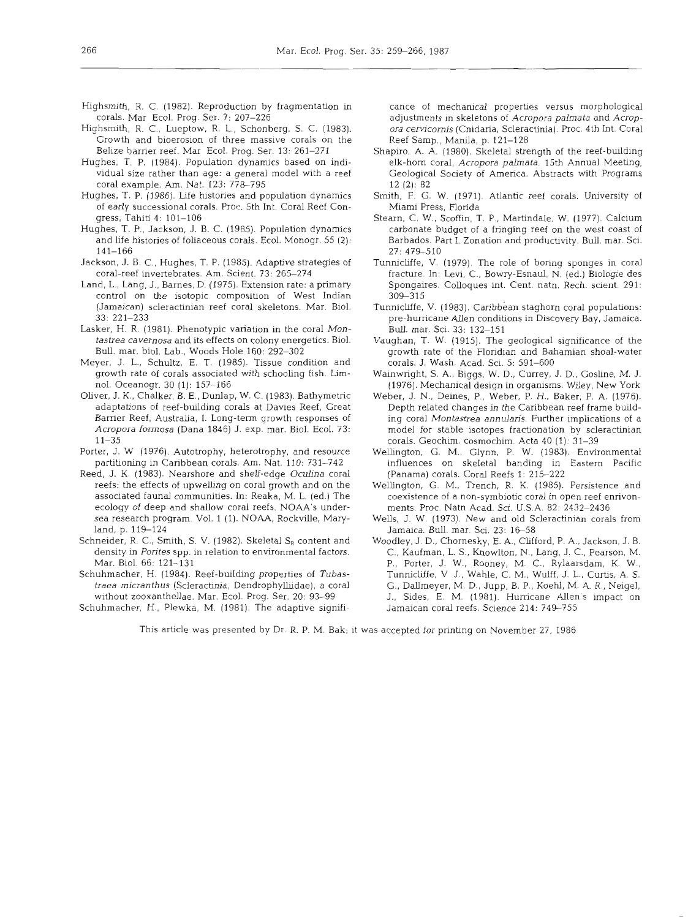Highsmith, R. C. (1982). Reproduction by fragmentation in corals. Mar Ecol. Prog. Ser. 7: 207–226

Highsmith, R. C., Lueptow, R. L., Schonberg, S. C. (1983). Growth and bioerosion of three massive corals on the Belize barrier reef. Mar Ecol. Prog. Ser. 13: 261–271

Hughes, T. P. (1984). Population dynamics based on individual size rather than age: a general model with a reef coral example. Am. Nat. 123: 778–795

Hughes, T. P. (1986). Life histories and population dynamics of early successional corals. Proc. 5th Int. Coral Reef Congress, Tahiti 4: 101–106

Hughes, T. P., Jackson, J. B. C. (1985). Population dynamics and life histories of foliaceous corals. Ecol. Monogr. 55 (2): 141–166

Jackson, J. B. C., Hughes, T. P. (1985). Adaptive strategies of coral-reef invertebrates. Am. Scient. 73: 265–274

Land, L., Lang, J., Barnes, D. (1975). Extension rate: a primary control on the isotopic composition of West Indian (Jamaican) scleractinian reef coral skeletons. Mar. Biol. 33: 221–233

Lasker, H. R. (1981). Phenotypic variation in the coral *Montastrea cavernosa* and its effects on colony energetics. Biol. Bull. mar. biol. Lab., Woods Hole 160: 292–302

Meyer, J. L., Schultz, E. T. (1985). Tissue condition and growth rate of corals associated with schooling fish. Limnol. Oceanogr. 30 (1): 157–166

Oliver, J. K., Chalker, B. E., Dunlap, W. C. (1983). Bathymetric adaptations of reef-building corals at Davies Reef, Great Barrier Reef, Australia, I. Long-term growth responses of *Acropora formosa* (Dana 1846) J. exp. mar. Biol. Ecol. 73: 11–35

Porter, J. W (1976). Autotrophy, heterotrophy, and resource partitioning in Caribbean corals. Am. Nat. 110: 731–742

Reed, J. K. (1983). Nearshore and shelf-edge *Oculina* coral reefs: the effects of upwelling on coral growth and on the associated faunal communities. In: Reaka, M. L. (ed.) The ecology of deep and shallow coral reefs. NOAA's undersea research program. Vol. 1 (1). NOAA, Rockville, Maryland, p. 119–124

Schneider, R. C., Smith, S. V. (1982). Skeletal $S_R$ content and density in *Porites* spp. in relation to environmental factors. Mar. Biol. 66: 121–131

Schuhmacher, H. (1984). Reef-building properties of *Tubastraea micranthus* (Scleractinia, Dendrophylliidae), a coral without zooxanthellae. Mar. Ecol. Prog. Ser. 20: 93–99

Schuhmacher, H., Plewka, M. (1981). The adaptive significance of mechanical properties versus morphological adjustments in skeletons of *Acropora palmata* and *Acropora cervicornis* (Cnidaria, Scleractinia). Proc. 4th Int. Coral Reef Samp., Manila, p. 121–128

Shapiro, A. A. (1980). Skeletal strength of the reef-building elk-horn coral, *Acropora palmata*. 15th Annual Meeting, Geological Society of America. Abstracts with Programs 12 (2): 82

Smith, F. G. W. (1971). Atlantic reef corals. University of Miami Press, Florida

Stearn, C. W., Scoffin, T. P., Martindale, W. (1977). Calcium carbonate budget of a fringing reef on the west coast of Barbados. Part I. Zonation and productivity. Bull. mar. Sci. 27: 479–510

Tunnicliffe, V. (1979). The role of boring sponges in coral fracture. In: Levi, C., Bowry-Esnaul, N. (ed.) Biologie des Spongaires. Colloques int. Cent. natn. Rech. scient. 291: 309–315

Tunnicliffe, V. (1983). Caribbean staghorn coral populations: pre-hurricane Allen conditions in Discovery Bay, Jamaica. Bull. mar. Sci. 33: 132–151

Vaughan, T. W. (1915). The geological significance of the growth rate of the Floridian and Bahamian shoal-water corals. J. Wash. Acad. Sci. 5: 591–600

Wainwright, S. A., Biggs, W. D., Currey, J. D., Gosline, M. J. (1976). Mechanical design in organisms. Wiley, New York

Weber, J. N., Deines, P., Weber, P. H., Baker, P. A. (1976). Depth related changes in the Caribbean reef frame building coral *Montastrea annularis*. Further implications of a model for stable isotopes fractionation by scleractinian corals. Geochim. cosmochim. Acta 40 (1): 31–39

Wellington, G. M., Glynn, P. W. (1983). Environmental influences on skeletal banding in Eastern Pacific (Panama) corals. Coral Reefs 1: 215–222

Wellington, G. M., Trench, R. K. (1985). Persistence and coexistence of a non-symbiotic coral in open reef enrivonments. Proc. Natn Acad. Sci. U.S.A. 82: 2432–2436

Wells, J. W. (1973). New and old Scleractinian corals from Jamaica. Bull. mar. Sci. 23: 16–58

Woodley, J. D., Chornesky, E. A., Clifford, P. A., Jackson, J. B. C., Kaufman, L. S., Knowlton, N., Lang, J. C., Pearson, M. P., Porter, J. W., Rooney, M. C., Rylaarsdam, K. W., Tunnicliffe, V J., Wahle, C. M., Wulff, J. L., Curtis, A. S. G., Dallmeyer, M. D., Jupp, B. P., Koehl, M. A. R., Neigel, J., Sides, E. M. (1981). Hurricane Allen's impact on Jamaican coral reefs. Science 214: 749–755

This article was presented by Dr. R. P. M. Bak; it was accepted for printing on November 27, 1986